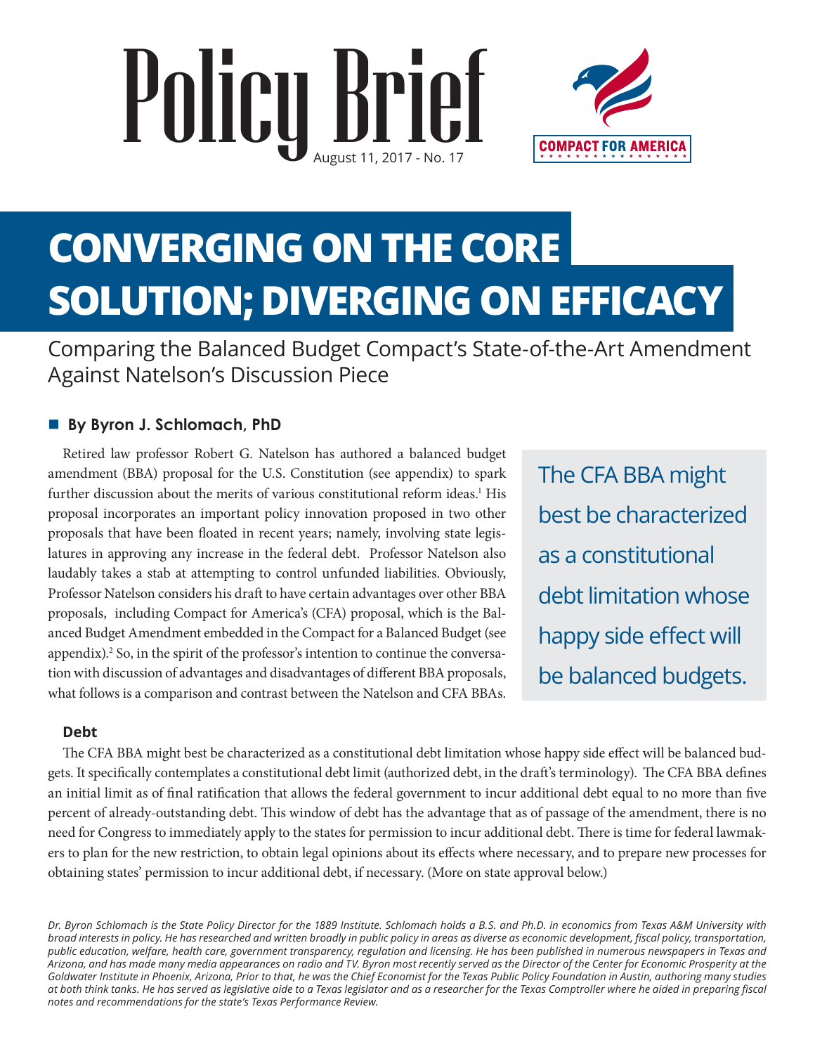# Policy Brief

August 11, 2017 - No. 17

COMPACT FOR AMERICA

# CONVERGING ON THE CORE SOLUTION; DIVERGING ON EFFICACY

## Comparing the Balanced Budget Compact's State-of-the-Art Amendment Against Natelson's Discussion Piece

**By Byron J. Schlomach, PhD**

Retired law professor Robert G. Natelson has authored a balanced budget amendment (BBA) proposal for the U.S. Constitution (see appendix) to spark further discussion about the merits of various constitutional reform ideas.[1] His proposal incorporates an important policy innovation proposed in two other proposals that have been floated in recent years; namely, involving state legislatures in approving any increase in the federal debt. Professor Natelson also laudably takes a stab at attempting to control unfunded liabilities. Obviously, Professor Natelson considers his draft to have certain advantages over other BBA proposals, including Compact for America's (CFA) proposal, which is the Balanced Budget Amendment embedded in the Compact for a Balanced Budget (see appendix).[2] So, in the spirit of the professor's intention to continue the conversation with discussion of advantages and disadvantages of different BBA proposals, what follows is a comparison and contrast between the Natelson and CFA BBAs.

> The CFA BBA might best be characterized as a constitutional debt limitation whose happy side effect will be balanced budgets.

### Debt

The CFA BBA might best be characterized as a constitutional debt limitation whose happy side effect will be balanced budgets. It specifically contemplates a constitutional debt limit (authorized debt, in the draft's terminology). The CFA BBA defines an initial limit as of final ratification that allows the federal government to incur additional debt equal to no more than five percent of already-outstanding debt. This window of debt has the advantage that as of passage of the amendment, there is no need for Congress to immediately apply to the states for permission to incur additional debt. There is time for federal lawmakers to plan for the new restriction, to obtain legal opinions about its effects where necessary, and to prepare new processes for obtaining states' permission to incur additional debt, if necessary. (More on state approval below.)

*Dr. Byron Schlomach is the State Policy Director for the 1889 Institute. Schlomach holds a B.S. and Ph.D. in economics from Texas A&M University with broad interests in policy. He has researched and written broadly in public policy in areas as diverse as economic development, fiscal policy, transportation, public education, welfare, health care, government transparency, regulation and licensing. He has been published in numerous newspapers in Texas and Arizona, and has made many media appearances on radio and TV. Byron most recently served as the Director of the Center for Economic Prosperity at the Goldwater Institute in Phoenix, Arizona, Prior to that, he was the Chief Economist for the Texas Public Policy Foundation in Austin, authoring many studies at both think tanks. He has served as legislative aide to a Texas legislator and as a researcher for the Texas Comptroller where he aided in preparing fiscal notes and recommendations for the state's Texas Performance Review.*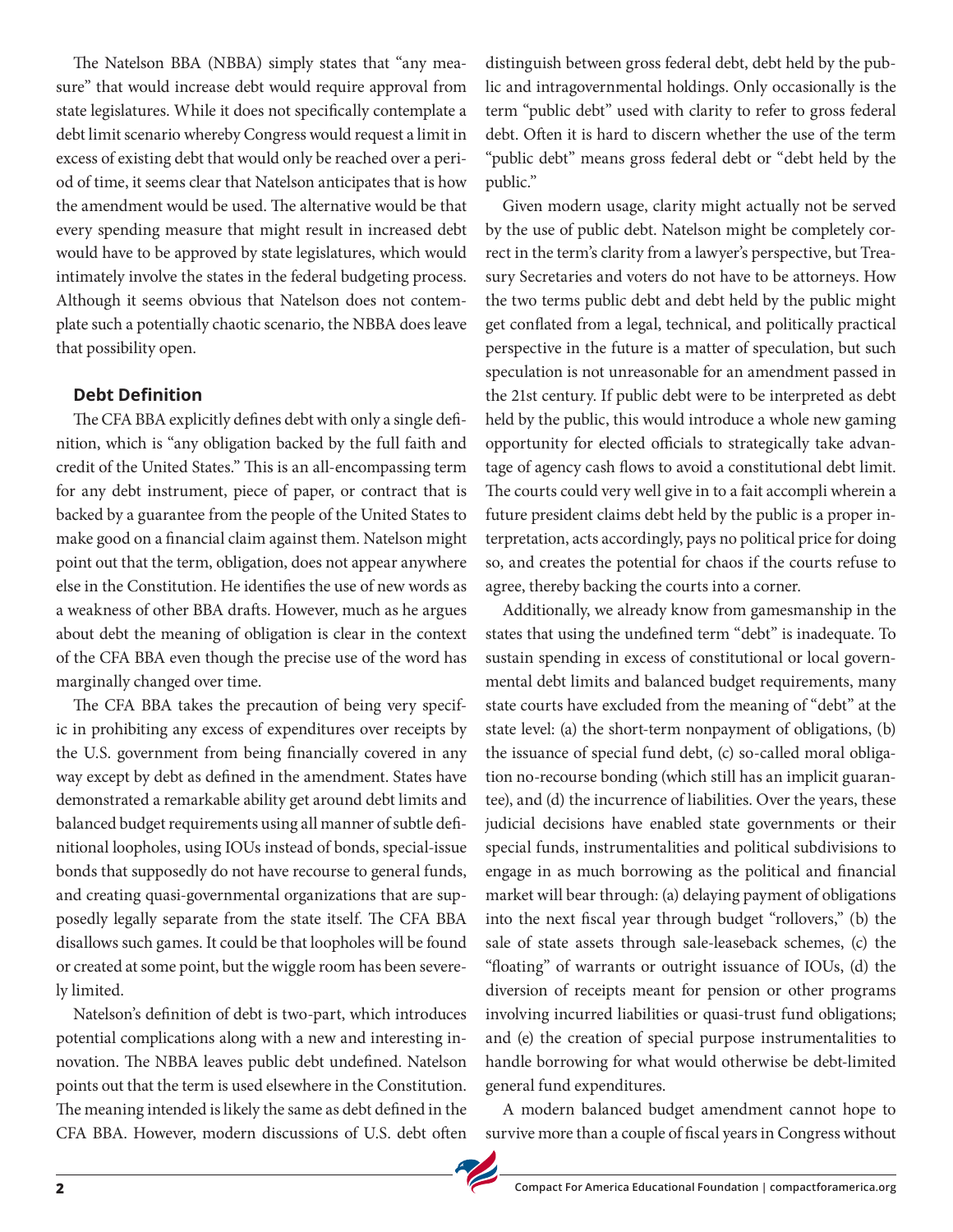The Natelson BBA (NBBA) simply states that "any measure" that would increase debt would require approval from state legislatures. While it does not specifically contemplate a debt limit scenario whereby Congress would request a limit in excess of existing debt that would only be reached over a period of time, it seems clear that Natelson anticipates that is how the amendment would be used. The alternative would be that every spending measure that might result in increased debt would have to be approved by state legislatures, which would intimately involve the states in the federal budgeting process. Although it seems obvious that Natelson does not contemplate such a potentially chaotic scenario, the NBBA does leave that possibility open.

### Debt Definition

The CFA BBA explicitly defines debt with only a single definition, which is "any obligation backed by the full faith and credit of the United States." This is an all-encompassing term for any debt instrument, piece of paper, or contract that is backed by a guarantee from the people of the United States to make good on a financial claim against them. Natelson might point out that the term, obligation, does not appear anywhere else in the Constitution. He identifies the use of new words as a weakness of other BBA drafts. However, much as he argues about debt the meaning of obligation is clear in the context of the CFA BBA even though the precise use of the word has marginally changed over time.

The CFA BBA takes the precaution of being very specific in prohibiting any excess of expenditures over receipts by the U.S. government from being financially covered in any way except by debt as defined in the amendment. States have demonstrated a remarkable ability get around debt limits and balanced budget requirements using all manner of subtle definitional loopholes, using IOUs instead of bonds, special-issue bonds that supposedly do not have recourse to general funds, and creating quasi-governmental organizations that are supposedly legally separate from the state itself. The CFA BBA disallows such games. It could be that loopholes will be found or created at some point, but the wiggle room has been severely limited.

Natelson's definition of debt is two-part, which introduces potential complications along with a new and interesting innovation. The NBBA leaves public debt undefined. Natelson points out that the term is used elsewhere in the Constitution. The meaning intended is likely the same as debt defined in the CFA BBA. However, modern discussions of U.S. debt often distinguish between gross federal debt, debt held by the public and intragovernmental holdings. Only occasionally is the term "public debt" used with clarity to refer to gross federal debt. Often it is hard to discern whether the use of the term "public debt" means gross federal debt or "debt held by the public."

Given modern usage, clarity might actually not be served by the use of public debt. Natelson might be completely correct in the term's clarity from a lawyer's perspective, but Treasury Secretaries and voters do not have to be attorneys. How the two terms public debt and debt held by the public might get conflated from a legal, technical, and politically practical perspective in the future is a matter of speculation, but such speculation is not unreasonable for an amendment passed in the 21st century. If public debt were to be interpreted as debt held by the public, this would introduce a whole new gaming opportunity for elected officials to strategically take advantage of agency cash flows to avoid a constitutional debt limit. The courts could very well give in to a fait accompli wherein a future president claims debt held by the public is a proper interpretation, acts accordingly, pays no political price for doing so, and creates the potential for chaos if the courts refuse to agree, thereby backing the courts into a corner.

Additionally, we already know from gamesmanship in the states that using the undefined term "debt" is inadequate. To sustain spending in excess of constitutional or local governmental debt limits and balanced budget requirements, many state courts have excluded from the meaning of "debt" at the state level: (a) the short-term nonpayment of obligations, (b) the issuance of special fund debt, (c) so-called moral obligation no-recourse bonding (which still has an implicit guarantee), and (d) the incurrence of liabilities. Over the years, these judicial decisions have enabled state governments or their special funds, instrumentalities and political subdivisions to engage in as much borrowing as the political and financial market will bear through: (a) delaying payment of obligations into the next fiscal year through budget "rollovers," (b) the sale of state assets through sale-leaseback schemes, (c) the "floating" of warrants or outright issuance of IOUs, (d) the diversion of receipts meant for pension or other programs involving incurred liabilities or quasi-trust fund obligations; and (e) the creation of special purpose instrumentalities to handle borrowing for what would otherwise be debt-limited general fund expenditures.

A modern balanced budget amendment cannot hope to survive more than a couple of fiscal years in Congress without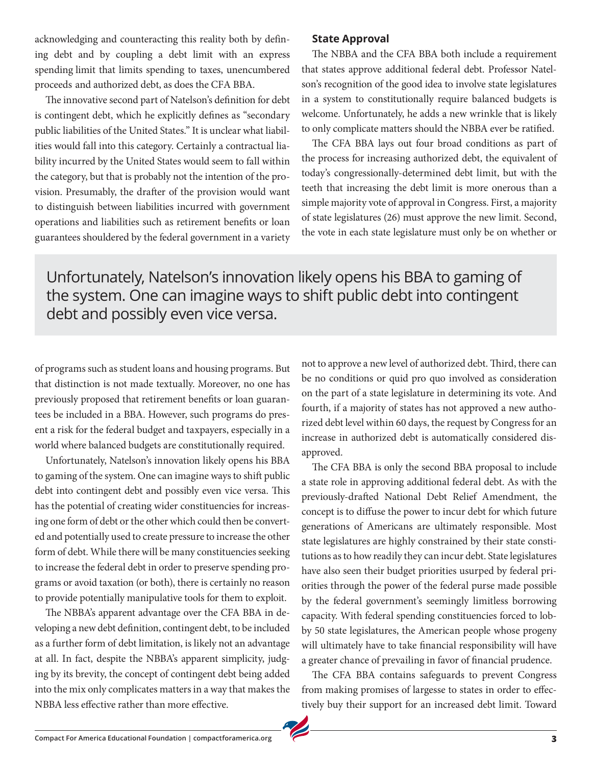acknowledging and counteracting this reality both by defining debt and by coupling a debt limit with an express spending limit that limits spending to taxes, unencumbered proceeds and authorized debt, as does the CFA BBA.

The innovative second part of Natelson's definition for debt is contingent debt, which he explicitly defines as "secondary public liabilities of the United States." It is unclear what liabilities would fall into this category. Certainly a contractual liability incurred by the United States would seem to fall within the category, but that is probably not the intention of the provision. Presumably, the drafter of the provision would want to distinguish between liabilities incurred with government operations and liabilities such as retirement benefits or loan guarantees shouldered by the federal government in a variety of programs such as student loans and housing programs. But that distinction is not made textually. Moreover, no one has previously proposed that retirement benefits or loan guarantees be included in a BBA. However, such programs do present a risk for the federal budget and taxpayers, especially in a world where balanced budgets are constitutionally required.

> Unfortunately, Natelson's innovation likely opens his BBA to gaming of the system. One can imagine ways to shift public debt into contingent debt and possibly even vice versa.

Unfortunately, Natelson's innovation likely opens his BBA to gaming of the system. One can imagine ways to shift public debt into contingent debt and possibly even vice versa. This has the potential of creating wider constituencies for increasing one form of debt or the other which could then be converted and potentially used to create pressure to increase the other form of debt. While there will be many constituencies seeking to increase the federal debt in order to preserve spending programs or avoid taxation (or both), there is certainly no reason to provide potentially manipulative tools for them to exploit.

The NBBA's apparent advantage over the CFA BBA in developing a new debt definition, contingent debt, to be included as a further form of debt limitation, is likely not an advantage at all. In fact, despite the NBBA's apparent simplicity, judging by its brevity, the concept of contingent debt being added into the mix only complicates matters in a way that makes the NBBA less effective rather than more effective.

### State Approval

The NBBA and the CFA BBA both include a requirement that states approve additional federal debt. Professor Natelson's recognition of the good idea to involve state legislatures in a system to constitutionally require balanced budgets is welcome. Unfortunately, he adds a new wrinkle that is likely to only complicate matters should the NBBA ever be ratified.

The CFA BBA lays out four broad conditions as part of the process for increasing authorized debt, the equivalent of today's congressionally-determined debt limit, but with the teeth that increasing the debt limit is more onerous than a simple majority vote of approval in Congress. First, a majority of state legislatures (26) must approve the new limit. Second, the vote in each state legislature must only be on whether or not to approve a new level of authorized debt. Third, there can be no conditions or quid pro quo involved as consideration on the part of a state legislature in determining its vote. And fourth, if a majority of states has not approved a new authorized debt level within 60 days, the request by Congress for an increase in authorized debt is automatically considered disapproved.

The CFA BBA is only the second BBA proposal to include a state role in approving additional federal debt. As with the previously-drafted National Debt Relief Amendment, the concept is to diffuse the power to incur debt for which future generations of Americans are ultimately responsible. Most state legislatures are highly constrained by their state constitutions as to how readily they can incur debt. State legislatures have also seen their budget priorities usurped by federal priorities through the power of the federal purse made possible by the federal government's seemingly limitless borrowing capacity. With federal spending constituencies forced to lobby 50 state legislatures, the American people whose progeny will ultimately have to take financial responsibility will have a greater chance of prevailing in favor of financial prudence.

The CFA BBA contains safeguards to prevent Congress from making promises of largesse to states in order to effectively buy their support for an increased debt limit. Toward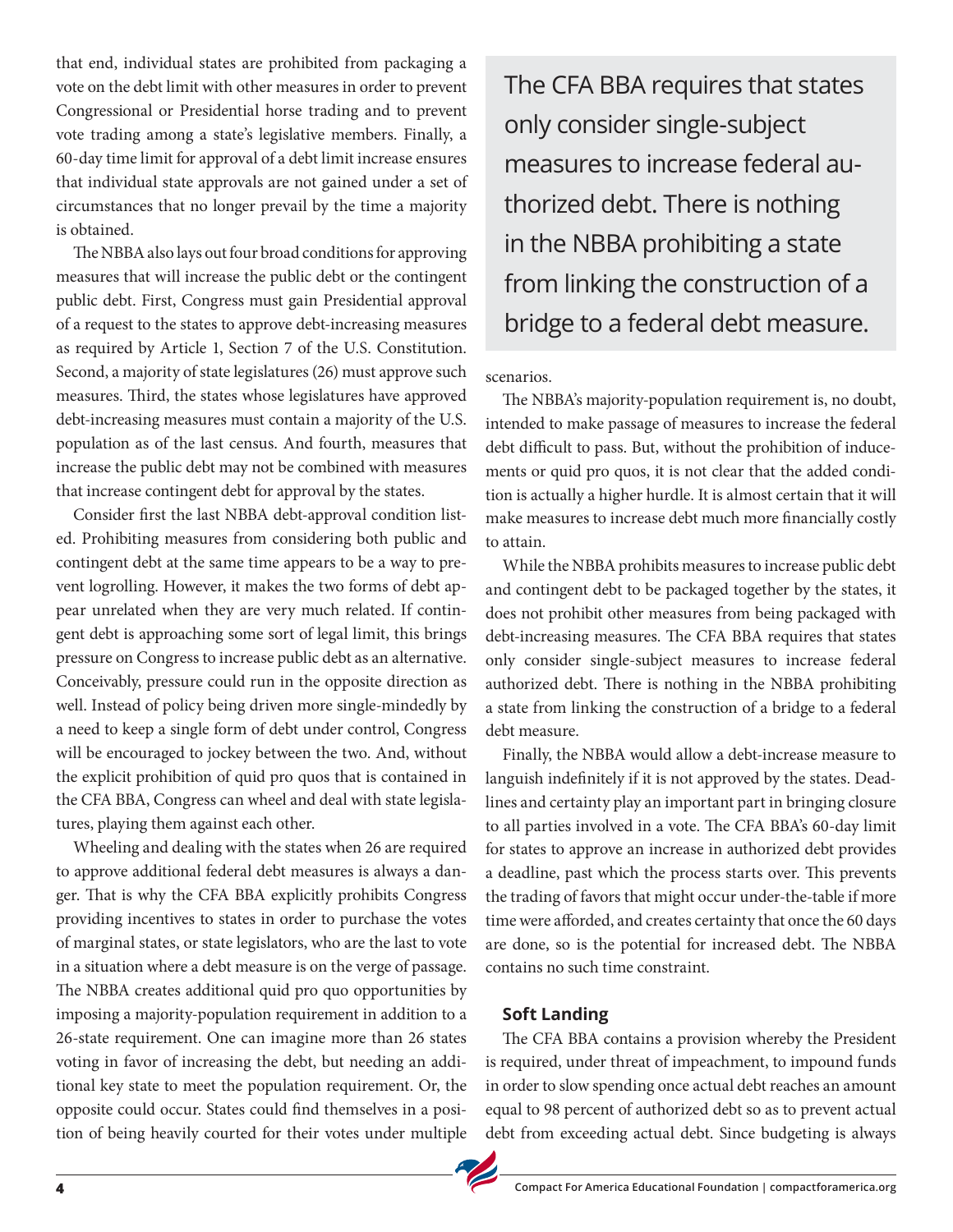that end, individual states are prohibited from packaging a vote on the debt limit with other measures in order to prevent Congressional or Presidential horse trading and to prevent vote trading among a state's legislative members. Finally, a 60-day time limit for approval of a debt limit increase ensures that individual state approvals are not gained under a set of circumstances that no longer prevail by the time a majority is obtained.

The NBBA also lays out four broad conditions for approving measures that will increase the public debt or the contingent public debt. First, Congress must gain Presidential approval of a request to the states to approve debt-increasing measures as required by Article 1, Section 7 of the U.S. Constitution. Second, a majority of state legislatures (26) must approve such measures. Third, the states whose legislatures have approved debt-increasing measures must contain a majority of the U.S. population as of the last census. And fourth, measures that increase the public debt may not be combined with measures that increase contingent debt for approval by the states.

Consider first the last NBBA debt-approval condition listed. Prohibiting measures from considering both public and contingent debt at the same time appears to be a way to prevent logrolling. However, it makes the two forms of debt appear unrelated when they are very much related. If contingent debt is approaching some sort of legal limit, this brings pressure on Congress to increase public debt as an alternative. Conceivably, pressure could run in the opposite direction as well. Instead of policy being driven more single-mindedly by a need to keep a single form of debt under control, Congress will be encouraged to jockey between the two. And, without the explicit prohibition of quid pro quos that is contained in the CFA BBA, Congress can wheel and deal with state legislatures, playing them against each other.

Wheeling and dealing with the states when 26 are required to approve additional federal debt measures is always a danger. That is why the CFA BBA explicitly prohibits Congress providing incentives to states in order to purchase the votes of marginal states, or state legislators, who are the last to vote in a situation where a debt measure is on the verge of passage. The NBBA creates additional quid pro quo opportunities by imposing a majority-population requirement in addition to a 26-state requirement. One can imagine more than 26 states voting in favor of increasing the debt, but needing an additional key state to meet the population requirement. Or, the opposite could occur. States could find themselves in a position of being heavily courted for their votes under multiple scenarios.

> The CFA BBA requires that states only consider single-subject measures to increase federal authorized debt. There is nothing in the NBBA prohibiting a state from linking the construction of a bridge to a federal debt measure.

The NBBA's majority-population requirement is, no doubt, intended to make passage of measures to increase the federal debt difficult to pass. But, without the prohibition of inducements or quid pro quos, it is not clear that the added condition is actually a higher hurdle. It is almost certain that it will make measures to increase debt much more financially costly to attain.

While the NBBA prohibits measures to increase public debt and contingent debt to be packaged together by the states, it does not prohibit other measures from being packaged with debt-increasing measures. The CFA BBA requires that states only consider single-subject measures to increase federal authorized debt. There is nothing in the NBBA prohibiting a state from linking the construction of a bridge to a federal debt measure.

Finally, the NBBA would allow a debt-increase measure to languish indefinitely if it is not approved by the states. Deadlines and certainty play an important part in bringing closure to all parties involved in a vote. The CFA BBA's 60-day limit for states to approve an increase in authorized debt provides a deadline, past which the process starts over. This prevents the trading of favors that might occur under-the-table if more time were afforded, and creates certainty that once the 60 days are done, so is the potential for increased debt. The NBBA contains no such time constraint.

### Soft Landing

The CFA BBA contains a provision whereby the President is required, under threat of impeachment, to impound funds in order to slow spending once actual debt reaches an amount equal to 98 percent of authorized debt so as to prevent actual debt from exceeding actual debt. Since budgeting is always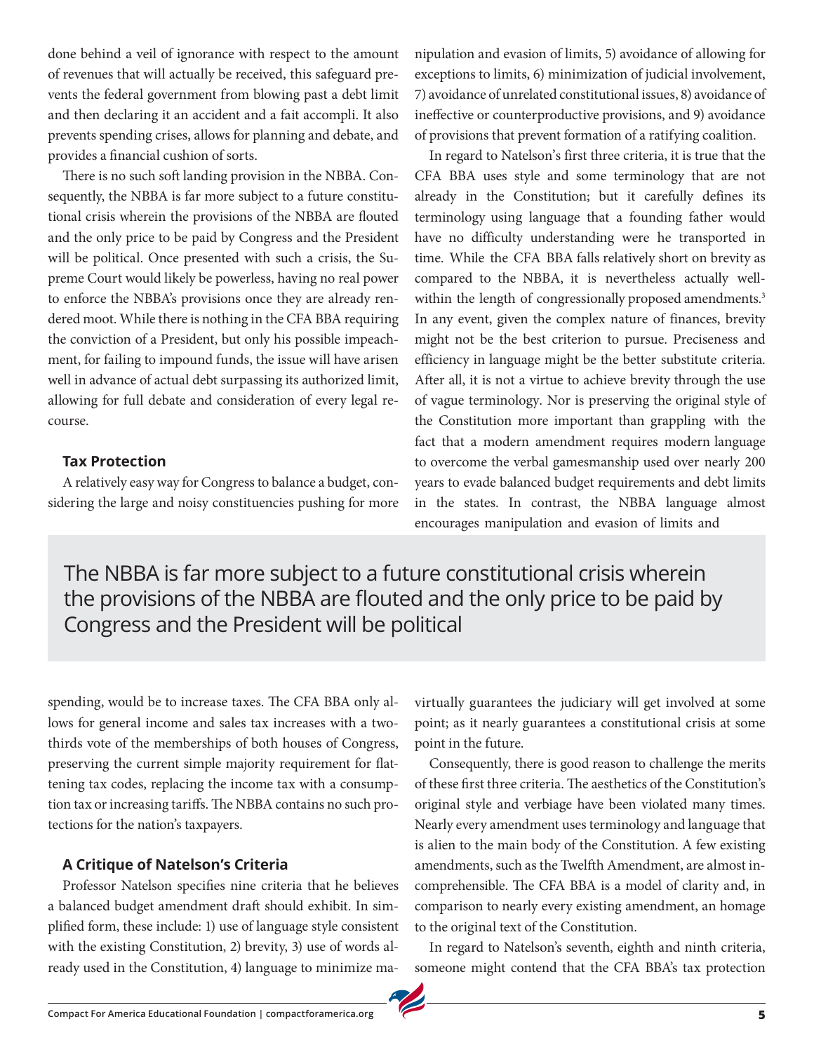done behind a veil of ignorance with respect to the amount of revenues that will actually be received, this safeguard prevents the federal government from blowing past a debt limit and then declaring it an accident and a fait accompli. It also prevents spending crises, allows for planning and debate, and provides a financial cushion of sorts.

There is no such soft landing provision in the NBBA. Consequently, the NBBA is far more subject to a future constitutional crisis wherein the provisions of the NBBA are flouted and the only price to be paid by Congress and the President will be political. Once presented with such a crisis, the Supreme Court would likely be powerless, having no real power to enforce the NBBA's provisions once they are already rendered moot. While there is nothing in the CFA BBA requiring the conviction of a President, but only his possible impeachment, for failing to impound funds, the issue will have arisen well in advance of actual debt surpassing its authorized limit, allowing for full debate and consideration of every legal recourse.

### Tax Protection

A relatively easy way for Congress to balance a budget, considering the large and noisy constituencies pushing for more spending, would be to increase taxes. The CFA BBA only allows for general income and sales tax increases with a two-thirds vote of the memberships of both houses of Congress, preserving the current simple majority requirement for flattening tax codes, replacing the income tax with a consumption tax or increasing tariffs. The NBBA contains no such protections for the nation's taxpayers.

### A Critique of Natelson's Criteria

Professor Natelson specifies nine criteria that he believes a balanced budget amendment draft should exhibit. In simplified form, these include: 1) use of language style consistent with the existing Constitution, 2) brevity, 3) use of words already used in the Constitution, 4) language to minimize manipulation and evasion of limits, 5) avoidance of allowing for exceptions to limits, 6) minimization of judicial involvement, 7) avoidance of unrelated constitutional issues, 8) avoidance of ineffective or counterproductive provisions, and 9) avoidance of provisions that prevent formation of a ratifying coalition.

In regard to Natelson's first three criteria, it is true that the CFA BBA uses style and some terminology that are not already in the Constitution; but it carefully defines its terminology using language that a founding father would have no difficulty understanding were he transported in time. While the CFA BBA falls relatively short on brevity as compared to the NBBA, it is nevertheless actually well-within the length of congressionally proposed amendments.[3] In any event, given the complex nature of finances, brevity might not be the best criterion to pursue. Preciseness and efficiency in language might be the better substitute criteria. After all, it is not a virtue to achieve brevity through the use of vague terminology. Nor is preserving the original style of the Constitution more important than grappling with the fact that a modern amendment requires modern language to overcome the verbal gamesmanship used over nearly 200 years to evade balanced budget requirements and debt limits in the states. In contrast, the NBBA language almost encourages manipulation and evasion of limits and virtually guarantees the judiciary will get involved at some point; as it nearly guarantees a constitutional crisis at some point in the future.

> The NBBA is far more subject to a future constitutional crisis wherein the provisions of the NBBA are flouted and the only price to be paid by Congress and the President will be political

Consequently, there is good reason to challenge the merits of these first three criteria. The aesthetics of the Constitution's original style and verbiage have been violated many times. Nearly every amendment uses terminology and language that is alien to the main body of the Constitution. A few existing amendments, such as the Twelfth Amendment, are almost incomprehensible. The CFA BBA is a model of clarity and, in comparison to nearly every existing amendment, an homage to the original text of the Constitution.

In regard to Natelson's seventh, eighth and ninth criteria, someone might contend that the CFA BBA's tax protection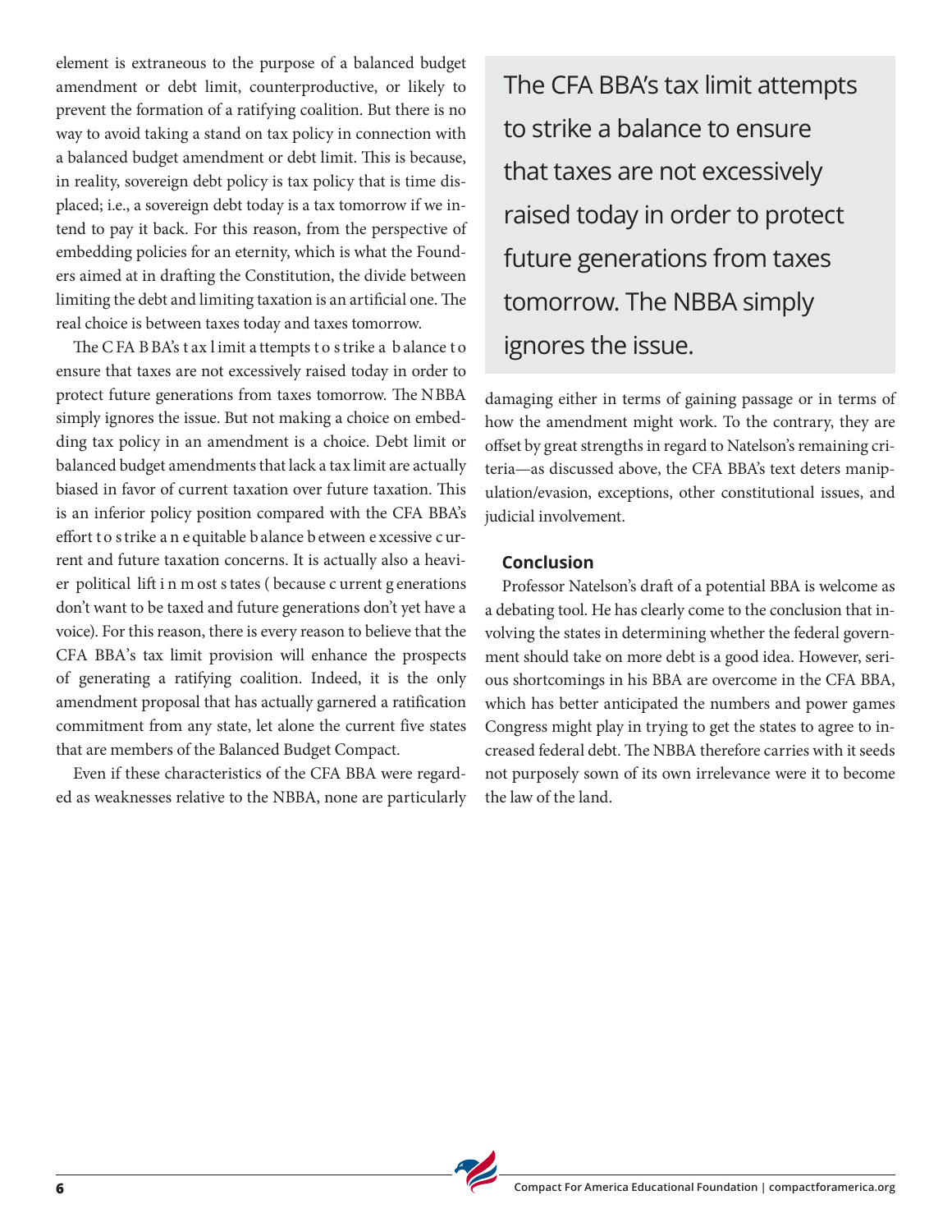element is extraneous to the purpose of a balanced budget amendment or debt limit, counterproductive, or likely to prevent the formation of a ratifying coalition. But there is no way to avoid taking a stand on tax policy in connection with a balanced budget amendment or debt limit. This is because, in reality, sovereign debt policy is tax policy that is time displaced; i.e., a sovereign debt today is a tax tomorrow if we intend to pay it back. For this reason, from the perspective of embedding policies for an eternity, which is what the Founders aimed at in drafting the Constitution, the divide between limiting the debt and limiting taxation is an artificial one. The real choice is between taxes today and taxes tomorrow.

The CFA BBA's tax limit attempts to strike a balance to ensure that taxes are not excessively raised today in order to protect future generations from taxes tomorrow. The NBBA simply ignores the issue. But not making a choice on embedding tax policy in an amendment is a choice. Debt limit or balanced budget amendments that lack a tax limit are actually biased in favor of current taxation over future taxation. This is an inferior policy position compared with the CFA BBA's effort to strike an equitable balance between excessive current and future taxation concerns. It is actually also a heavier political lift in most states (because current generations don't want to be taxed and future generations don't yet have a voice). For this reason, there is every reason to believe that the CFA BBA's tax limit provision will enhance the prospects of generating a ratifying coalition. Indeed, it is the only amendment proposal that has actually garnered a ratification commitment from any state, let alone the current five states that are members of the Balanced Budget Compact.

> The CFA BBA's tax limit attempts to strike a balance to ensure that taxes are not excessively raised today in order to protect future generations from taxes tomorrow. The NBBA simply ignores the issue.

Even if these characteristics of the CFA BBA were regarded as weaknesses relative to the NBBA, none are particularly damaging either in terms of gaining passage or in terms of how the amendment might work. To the contrary, they are offset by great strengths in regard to Natelson's remaining criteria—as discussed above, the CFA BBA's text deters manipulation/evasion, exceptions, other constitutional issues, and judicial involvement.

### Conclusion

Professor Natelson's draft of a potential BBA is welcome as a debating tool. He has clearly come to the conclusion that involving the states in determining whether the federal government should take on more debt is a good idea. However, serious shortcomings in his BBA are overcome in the CFA BBA, which has better anticipated the numbers and power games Congress might play in trying to get the states to agree to increased federal debt. The NBBA therefore carries with it seeds not purposely sown of its own irrelevance were it to become the law of the land.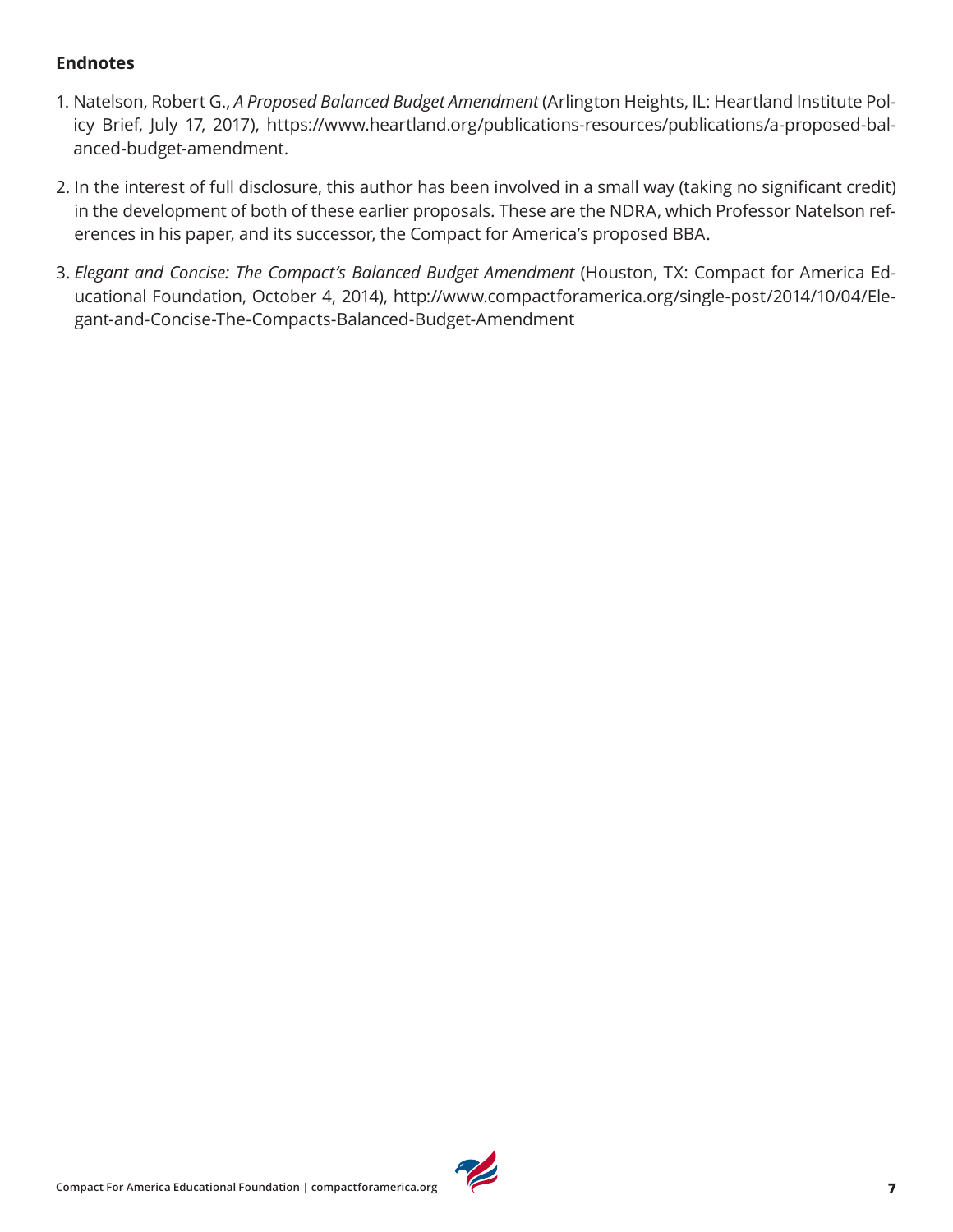**Endnotes**

1. Natelson, Robert G., *A Proposed Balanced Budget Amendment* (Arlington Heights, IL: Heartland Institute Policy Brief, July 17, 2017), https://www.heartland.org/publications-resources/publications/a-proposed-balanced-budget-amendment.

2. In the interest of full disclosure, this author has been involved in a small way (taking no significant credit) in the development of both of these earlier proposals. These are the NDRA, which Professor Natelson references in his paper, and its successor, the Compact for America's proposed BBA.

3. *Elegant and Concise: The Compact's Balanced Budget Amendment* (Houston, TX: Compact for America Educational Foundation, October 4, 2014), http://www.compactforamerica.org/single-post/2014/10/04/Elegant-and-Concise-The-Compacts-Balanced-Budget-Amendment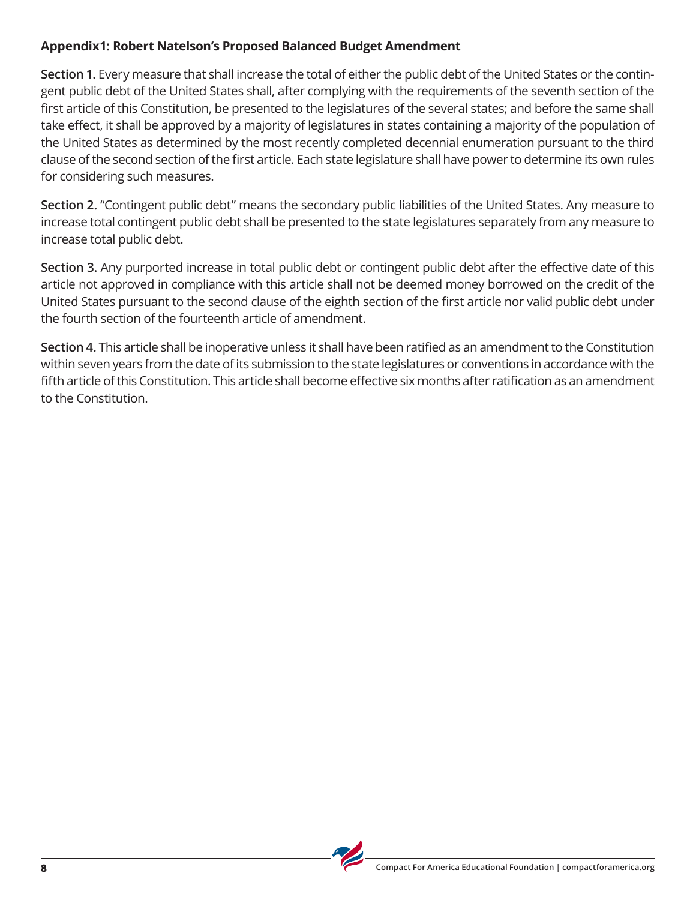## Appendix1: Robert Natelson's Proposed Balanced Budget Amendment

**Section 1.** Every measure that shall increase the total of either the public debt of the United States or the contingent public debt of the United States shall, after complying with the requirements of the seventh section of the first article of this Constitution, be presented to the legislatures of the several states; and before the same shall take effect, it shall be approved by a majority of legislatures in states containing a majority of the population of the United States as determined by the most recently completed decennial enumeration pursuant to the third clause of the second section of the first article. Each state legislature shall have power to determine its own rules for considering such measures.

**Section 2.** "Contingent public debt" means the secondary public liabilities of the United States. Any measure to increase total contingent public debt shall be presented to the state legislatures separately from any measure to increase total public debt.

**Section 3.** Any purported increase in total public debt or contingent public debt after the effective date of this article not approved in compliance with this article shall not be deemed money borrowed on the credit of the United States pursuant to the second clause of the eighth section of the first article nor valid public debt under the fourth section of the fourteenth article of amendment.

**Section 4.** This article shall be inoperative unless it shall have been ratified as an amendment to the Constitution within seven years from the date of its submission to the state legislatures or conventions in accordance with the fifth article of this Constitution. This article shall become effective six months after ratification as an amendment to the Constitution.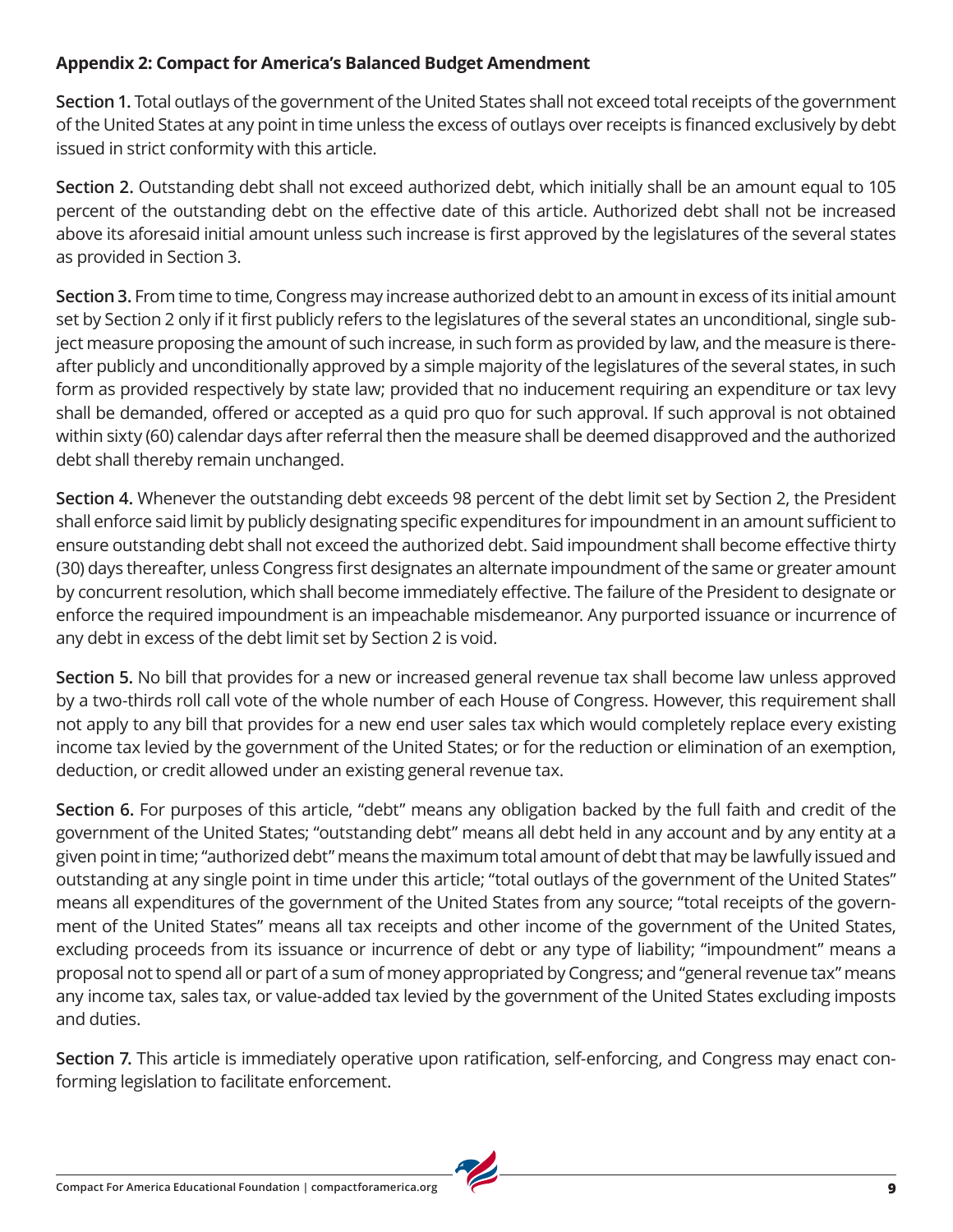**Appendix 2: Compact for America's Balanced Budget Amendment**

**Section 1.** Total outlays of the government of the United States shall not exceed total receipts of the government of the United States at any point in time unless the excess of outlays over receipts is financed exclusively by debt issued in strict conformity with this article.

**Section 2.** Outstanding debt shall not exceed authorized debt, which initially shall be an amount equal to 105 percent of the outstanding debt on the effective date of this article. Authorized debt shall not be increased above its aforesaid initial amount unless such increase is first approved by the legislatures of the several states as provided in Section 3.

**Section 3.** From time to time, Congress may increase authorized debt to an amount in excess of its initial amount set by Section 2 only if it first publicly refers to the legislatures of the several states an unconditional, single subject measure proposing the amount of such increase, in such form as provided by law, and the measure is thereafter publicly and unconditionally approved by a simple majority of the legislatures of the several states, in such form as provided respectively by state law; provided that no inducement requiring an expenditure or tax levy shall be demanded, offered or accepted as a quid pro quo for such approval. If such approval is not obtained within sixty (60) calendar days after referral then the measure shall be deemed disapproved and the authorized debt shall thereby remain unchanged.

**Section 4.** Whenever the outstanding debt exceeds 98 percent of the debt limit set by Section 2, the President shall enforce said limit by publicly designating specific expenditures for impoundment in an amount sufficient to ensure outstanding debt shall not exceed the authorized debt. Said impoundment shall become effective thirty (30) days thereafter, unless Congress first designates an alternate impoundment of the same or greater amount by concurrent resolution, which shall become immediately effective. The failure of the President to designate or enforce the required impoundment is an impeachable misdemeanor. Any purported issuance or incurrence of any debt in excess of the debt limit set by Section 2 is void.

**Section 5.** No bill that provides for a new or increased general revenue tax shall become law unless approved by a two-thirds roll call vote of the whole number of each House of Congress. However, this requirement shall not apply to any bill that provides for a new end user sales tax which would completely replace every existing income tax levied by the government of the United States; or for the reduction or elimination of an exemption, deduction, or credit allowed under an existing general revenue tax.

**Section 6.** For purposes of this article, "debt" means any obligation backed by the full faith and credit of the government of the United States; "outstanding debt" means all debt held in any account and by any entity at a given point in time; "authorized debt" means the maximum total amount of debt that may be lawfully issued and outstanding at any single point in time under this article; "total outlays of the government of the United States" means all expenditures of the government of the United States from any source; "total receipts of the government of the United States" means all tax receipts and other income of the government of the United States, excluding proceeds from its issuance or incurrence of debt or any type of liability; "impoundment" means a proposal not to spend all or part of a sum of money appropriated by Congress; and "general revenue tax" means any income tax, sales tax, or value-added tax levied by the government of the United States excluding imposts and duties.

**Section 7.** This article is immediately operative upon ratification, self-enforcing, and Congress may enact conforming legislation to facilitate enforcement.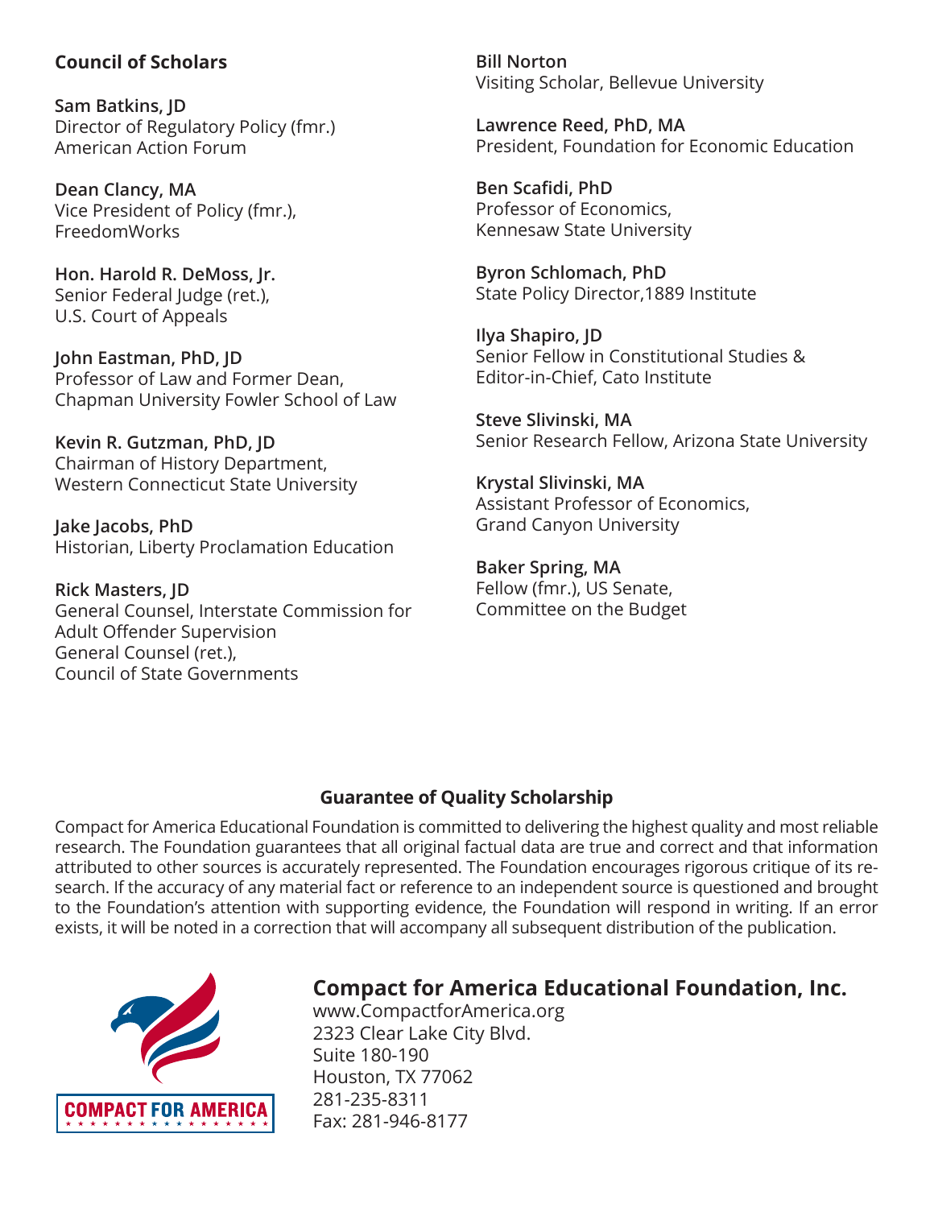## Council of Scholars

**Sam Batkins, JD**
Director of Regulatory Policy (fmr.)
American Action Forum

**Dean Clancy, MA**
Vice President of Policy (fmr.),
FreedomWorks

**Hon. Harold R. DeMoss, Jr.**
Senior Federal Judge (ret.),
U.S. Court of Appeals

**John Eastman, PhD, JD**
Professor of Law and Former Dean,
Chapman University Fowler School of Law

**Kevin R. Gutzman, PhD, JD**
Chairman of History Department,
Western Connecticut State University

**Jake Jacobs, PhD**
Historian, Liberty Proclamation Education

**Rick Masters, JD**
General Counsel, Interstate Commission for Adult Offender Supervision
General Counsel (ret.),
Council of State Governments

**Bill Norton**
Visiting Scholar, Bellevue University

**Lawrence Reed, PhD, MA**
President, Foundation for Economic Education

**Ben Scafidi, PhD**
Professor of Economics,
Kennesaw State University

**Byron Schlomach, PhD**
State Policy Director,1889 Institute

**Ilya Shapiro, JD**
Senior Fellow in Constitutional Studies &
Editor-in-Chief, Cato Institute

**Steve Slivinski, MA**
Senior Research Fellow, Arizona State University

**Krystal Slivinski, MA**
Assistant Professor of Economics,
Grand Canyon University

**Baker Spring, MA**
Fellow (fmr.), US Senate,
Committee on the Budget

### Guarantee of Quality Scholarship

Compact for America Educational Foundation is committed to delivering the highest quality and most reliable research. The Foundation guarantees that all original factual data are true and correct and that information attributed to other sources is accurately represented. The Foundation encourages rigorous critique of its research. If the accuracy of any material fact or reference to an independent source is questioned and brought to the Foundation's attention with supporting evidence, the Foundation will respond in writing. If an error exists, it will be noted in a correction that will accompany all subsequent distribution of the publication.

COMPACT FOR AMERICA

**Compact for America Educational Foundation, Inc.**
www.CompactforAmerica.org
2323 Clear Lake City Blvd.
Suite 180-190
Houston, TX 77062
281-235-8311
Fax: 281-946-8177